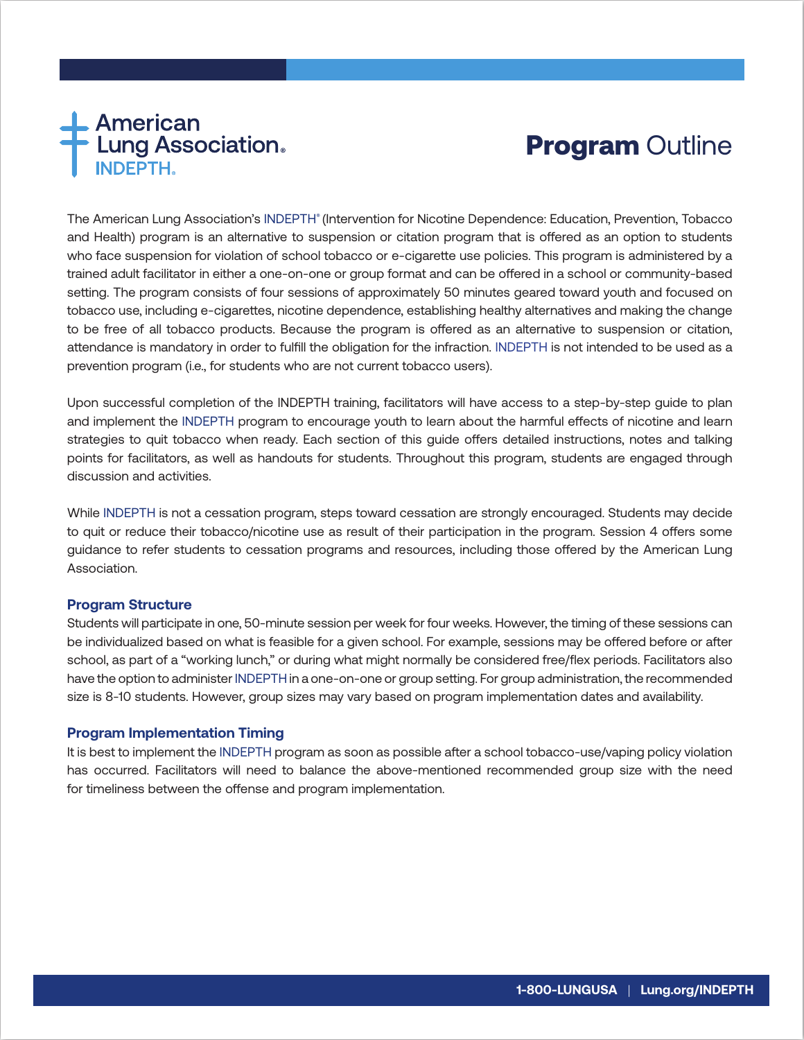American Lung Association® INDEPTH®

# **Program** Outline

The American Lung Association's INDEPTH® (Intervention for Nicotine Dependence: Education, Prevention, Tobacco and Health) program is an alternative to suspension or citation program that is offered as an option to students who face suspension for violation of school tobacco or e-cigarette use policies. This program is administered by a trained adult facilitator in either a one-on-one or group format and can be offered in a school or community-based setting. The program consists of four sessions of approximately 50 minutes geared toward youth and focused on tobacco use, including e-cigarettes, nicotine dependence, establishing healthy alternatives and making the change to be free of all tobacco products. Because the program is offered as an alternative to suspension or citation, attendance is mandatory in order to fulfill the obligation for the infraction. INDEPTH is not intended to be used as a prevention program (i.e., for students who are not current tobacco users).

Upon successful completion of the INDEPTH training, facilitators will have access to a step-by-step guide to plan and implement the INDEPTH program to encourage youth to learn about the harmful effects of nicotine and learn strategies to quit tobacco when ready. Each section of this guide offers detailed instructions, notes and talking points for facilitators, as well as handouts for students. Throughout this program, students are engaged through discussion and activities.

While INDEPTH is not a cessation program, steps toward cessation are strongly encouraged. Students may decide to quit or reduce their tobacco/nicotine use as result of their participation in the program. Session 4 offers some guidance to refer students to cessation programs and resources, including those offered by the American Lung Association.

### Program Structure

Students will participate in one, 50-minute session per week for four weeks. However, the timing of these sessions can be individualized based on what is feasible for a given school. For example, sessions may be offered before or after school, as part of a "working lunch," or during what might normally be considered free/flex periods. Facilitators also have the option to administer INDEPTH in a one-on-one or group setting. For group administration, the recommended size is 8-10 students. However, group sizes may vary based on program implementation dates and availability.

### Program Implementation Timing

It is best to implement the INDEPTH program as soon as possible after a school tobacco-use/vaping policy violation has occurred. Facilitators will need to balance the above-mentioned recommended group size with the need for timeliness between the offense and program implementation.

**1-800-LUNGUSA | Lung.org/INDEPTH**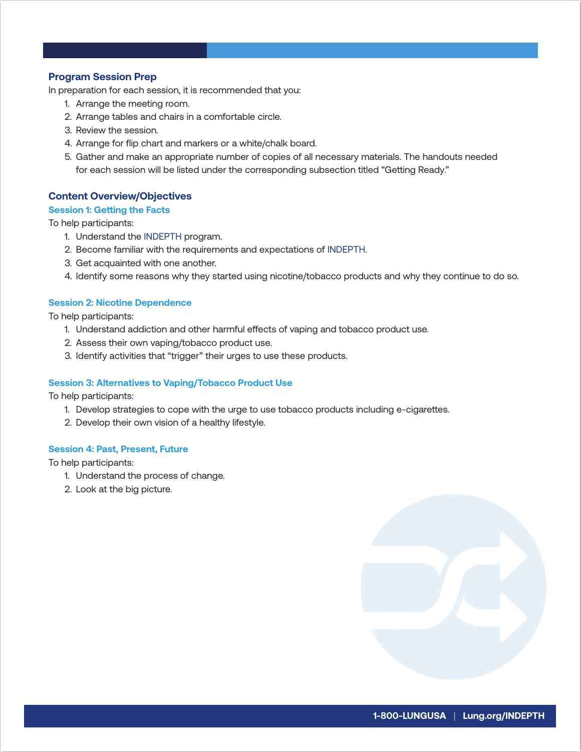## Program Session Prep

In preparation for each session, it is recommended that you:

1. Arrange the meeting room.
2. Arrange tables and chairs in a comfortable circle.
3. Review the session.
4. Arrange for flip chart and markers or a white/chalk board.
5. Gather and make an appropriate number of copies of all necessary materials. The handouts needed for each session will be listed under the corresponding subsection titled "Getting Ready."

## Content Overview/Objectives

### Session 1: Getting the Facts

To help participants:

1. Understand the INDEPTH program.
2. Become familiar with the requirements and expectations of INDEPTH.
3. Get acquainted with one another.
4. Identify some reasons why they started using nicotine/tobacco products and why they continue to do so.

### Session 2: Nicotine Dependence

To help participants:

1. Understand addiction and other harmful effects of vaping and tobacco product use.
2. Assess their own vaping/tobacco product use.
3. Identify activities that "trigger" their urges to use these products.

### Session 3: Alternatives to Vaping/Tobacco Product Use

To help participants:

1. Develop strategies to cope with the urge to use tobacco products including e-cigarettes.
2. Develop their own vision of a healthy lifestyle.

### Session 4: Past, Present, Future

To help participants:

1. Understand the process of change.
2. Look at the big picture.